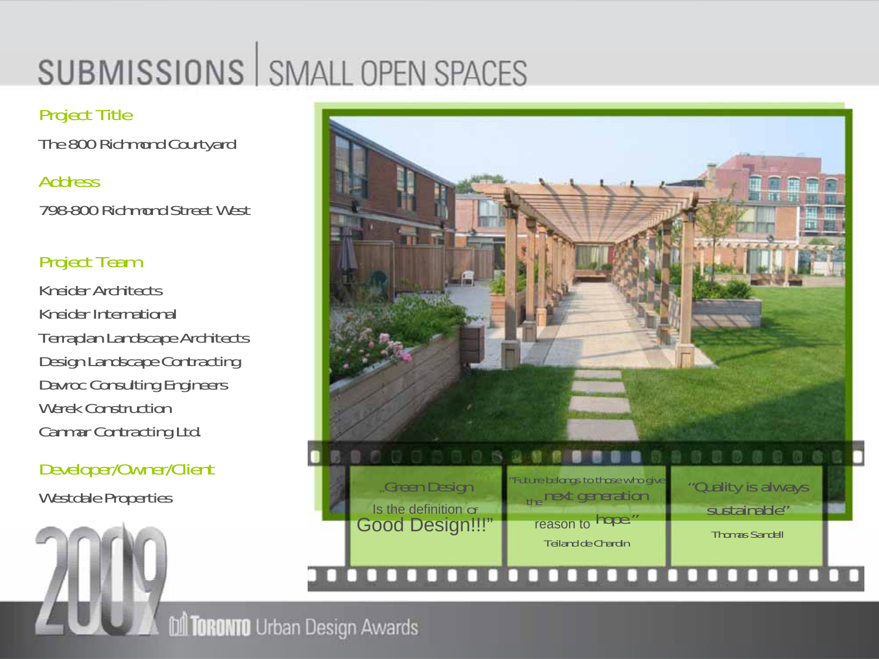# SUBMISSIONS | SMALL OPEN SPACES

**Project Title**

The 800 Richmond Courtyard

**Address**

798-800 Richmond Street West

**Project Team**

Kneider Architects

Kneider International

Terraplan Landscape Architects

Design Landscape Contracting

Davroc Consulting Engineers

Werek Construction

Cammar Contracting Ltd.

**Developer/Owner/Client**

Westdale Properties

"Green Design Is the definition of Good Design!!!"

"Future belongs to those who give the next generation reason to hope."
Teilhard de Chardin

"Quality is always sustainable"
Thomas Sandell

2009 TORONTO Urban Design Awards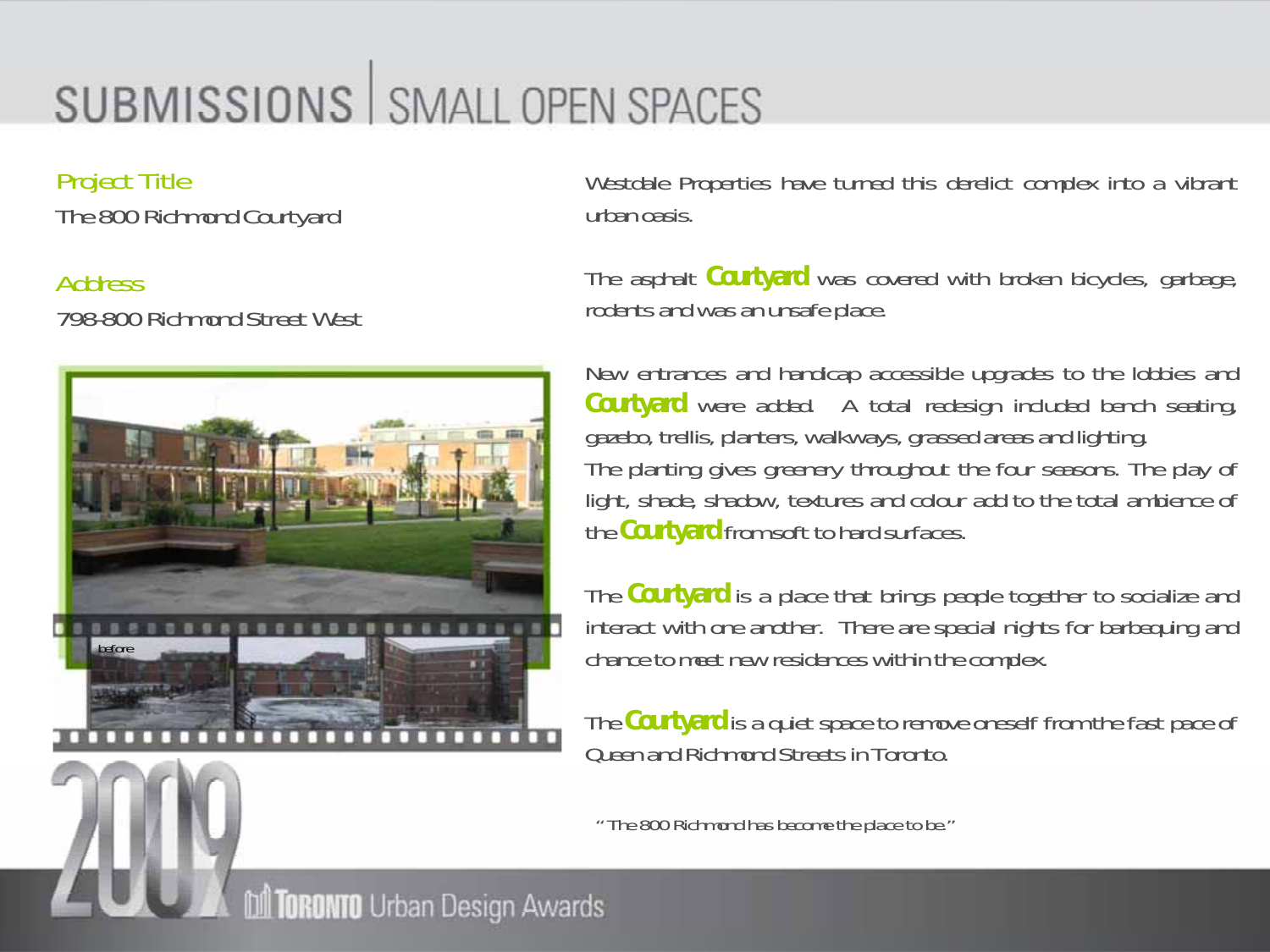# SUBMISSIONS | SMALL OPEN SPACES

**Project Title**

The 800 Richmond Courtyard

**Address**

798-800 Richmond Street West

before

Westdale Properties have turned this derelict complex into a vibrant urban oasis.

The asphalt **Courtyard** was covered with broken bicycles, garbage, rodents and was an unsafe place.

New entrances and handicap accessible upgrades to the lobbies and **Courtyard** were added. A total redesign included bench seating, gazebo, trellis, planters, walkways, grassed areas and lighting. The planting gives greenery throughout the four seasons. The play of light, shade, shadow, textures and colour add to the total ambience of the **Courtyard** from soft to hard surfaces.

The **Courtyard** is a place that brings people together to socialize and interact with one another. There are special nights for barbequing and chance to meet new residences within the complex.

The **Courtyard** is a quiet space to remove oneself from the fast pace of Queen and Richmond Streets in Toronto.

"The 800 Richmond has become the place to be."

2009

TORONTO Urban Design Awards